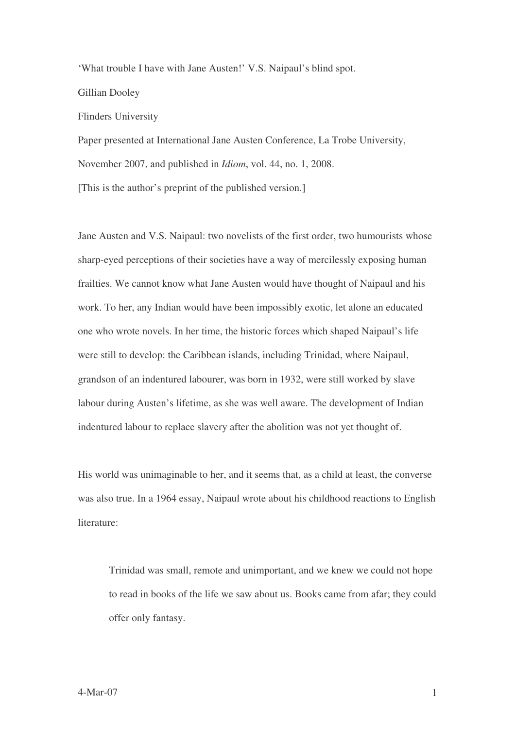# 'What trouble I have with Jane Austen!' V.S. Naipaul's blind spot.

Gillian Dooley

Flinders University

Paper presented at International Jane Austen Conference, La Trobe University, November 2007, and published in *Idiom*, vol. 44, no. 1, 2008.

[This is the author's preprint of the published version.]

Jane Austen and V.S. Naipaul: two novelists of the first order, two humourists whose sharp-eyed perceptions of their societies have a way of mercilessly exposing human frailties. We cannot know what Jane Austen would have thought of Naipaul and his work. To her, any Indian would have been impossibly exotic, let alone an educated one who wrote novels. In her time, the historic forces which shaped Naipaul's life were still to develop: the Caribbean islands, including Trinidad, where Naipaul, grandson of an indentured labourer, was born in 1932, were still worked by slave labour during Austen's lifetime, as she was well aware. The development of Indian indentured labour to replace slavery after the abolition was not yet thought of.

His world was unimaginable to her, and it seems that, as a child at least, the converse was also true. In a 1964 essay, Naipaul wrote about his childhood reactions to English literature:

> Trinidad was small, remote and unimportant, and we knew we could not hope to read in books of the life we saw about us. Books came from afar; they could offer only fantasy.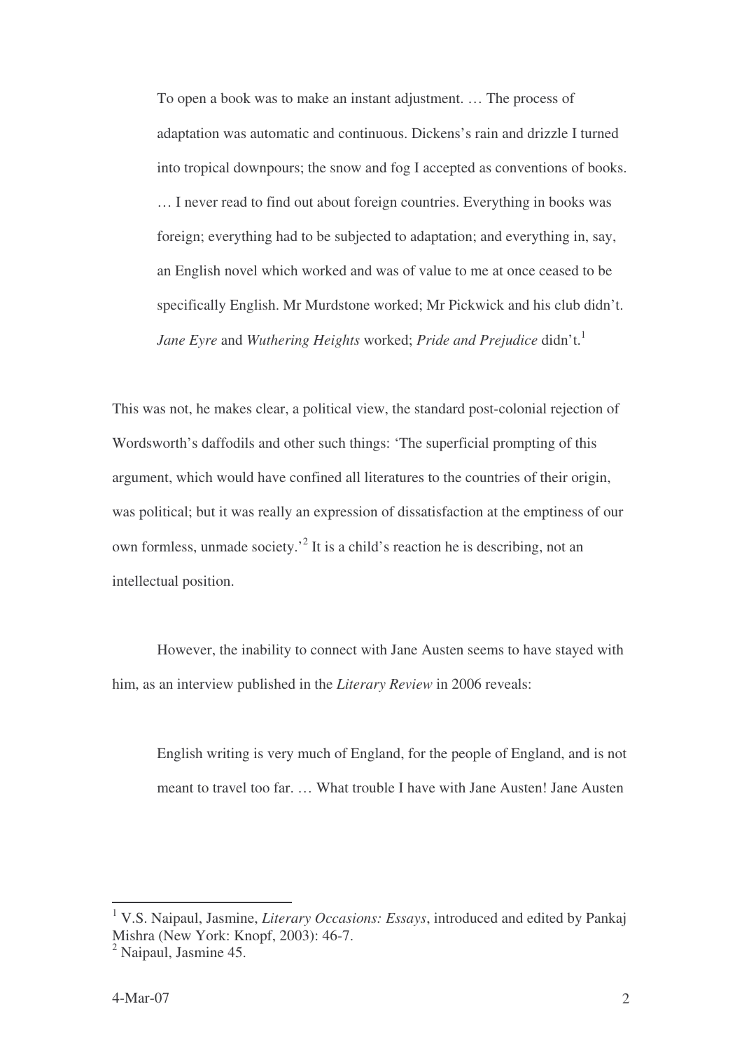> To open a book was to make an instant adjustment. … The process of adaptation was automatic and continuous. Dickens's rain and drizzle I turned into tropical downpours; the snow and fog I accepted as conventions of books. … I never read to find out about foreign countries. Everything in books was foreign; everything had to be subjected to adaptation; and everything in, say, an English novel which worked and was of value to me at once ceased to be specifically English. Mr Murdstone worked; Mr Pickwick and his club didn't. *Jane Eyre* and *Wuthering Heights* worked; *Pride and Prejudice* didn't.[1]

This was not, he makes clear, a political view, the standard post-colonial rejection of Wordsworth's daffodils and other such things: 'The superficial prompting of this argument, which would have confined all literatures to the countries of their origin, was political; but it was really an expression of dissatisfaction at the emptiness of our own formless, unmade society.'[2] It is a child's reaction he is describing, not an intellectual position.

However, the inability to connect with Jane Austen seems to have stayed with him, as an interview published in the *Literary Review* in 2006 reveals:

> English writing is very much of England, for the people of England, and is not meant to travel too far. … What trouble I have with Jane Austen! Jane Austen

---

[1] V.S. Naipaul, Jasmine, *Literary Occasions: Essays*, introduced and edited by Pankaj Mishra (New York: Knopf, 2003): 46-7.

[2] Naipaul, Jasmine 45.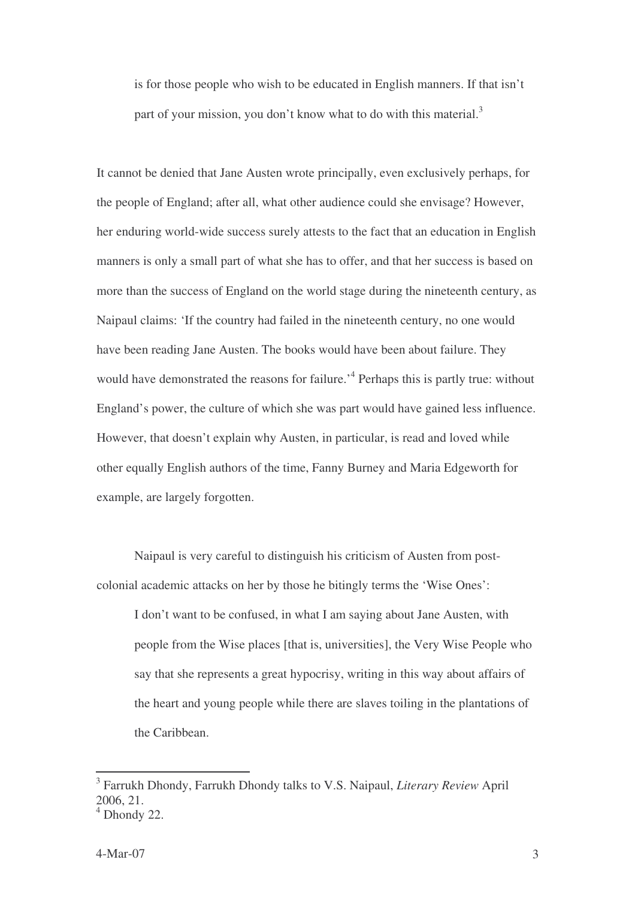> is for those people who wish to be educated in English manners. If that isn't part of your mission, you don't know what to do with this material.[3]

It cannot be denied that Jane Austen wrote principally, even exclusively perhaps, for the people of England; after all, what other audience could she envisage? However, her enduring world-wide success surely attests to the fact that an education in English manners is only a small part of what she has to offer, and that her success is based on more than the success of England on the world stage during the nineteenth century, as Naipaul claims: 'If the country had failed in the nineteenth century, no one would have been reading Jane Austen. The books would have been about failure. They would have demonstrated the reasons for failure.'[4] Perhaps this is partly true: without England's power, the culture of which she was part would have gained less influence. However, that doesn't explain why Austen, in particular, is read and loved while other equally English authors of the time, Fanny Burney and Maria Edgeworth for example, are largely forgotten.

Naipaul is very careful to distinguish his criticism of Austen from post-colonial academic attacks on her by those he bitingly terms the 'Wise Ones':

> I don't want to be confused, in what I am saying about Jane Austen, with people from the Wise places [that is, universities], the Very Wise People who say that she represents a great hypocrisy, writing in this way about affairs of the heart and young people while there are slaves toiling in the plantations of the Caribbean.

---

[3] Farrukh Dhondy, Farrukh Dhondy talks to V.S. Naipaul, *Literary Review* April 2006, 21.

[4] Dhondy 22.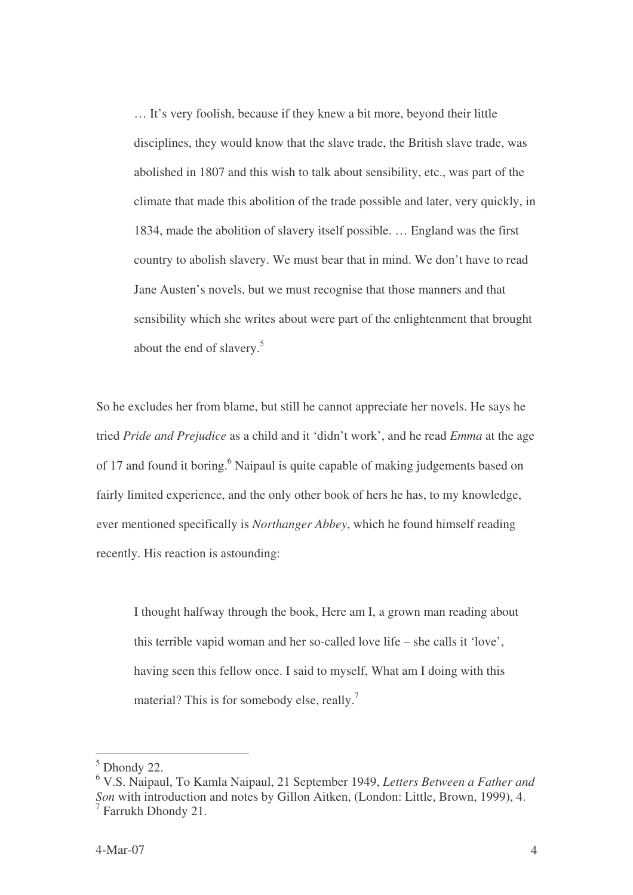> … It's very foolish, because if they knew a bit more, beyond their little disciplines, they would know that the slave trade, the British slave trade, was abolished in 1807 and this wish to talk about sensibility, etc., was part of the climate that made this abolition of the trade possible and later, very quickly, in 1834, made the abolition of slavery itself possible. … England was the first country to abolish slavery. We must bear that in mind. We don't have to read Jane Austen's novels, but we must recognise that those manners and that sensibility which she writes about were part of the enlightenment that brought about the end of slavery.[5]

So he excludes her from blame, but still he cannot appreciate her novels. He says he tried *Pride and Prejudice* as a child and it 'didn't work', and he read *Emma* at the age of 17 and found it boring.[6] Naipaul is quite capable of making judgements based on fairly limited experience, and the only other book of hers he has, to my knowledge, ever mentioned specifically is *Northanger Abbey*, which he found himself reading recently. His reaction is astounding:

> I thought halfway through the book, Here am I, a grown man reading about this terrible vapid woman and her so-called love life – she calls it 'love', having seen this fellow once. I said to myself, What am I doing with this material? This is for somebody else, really.[7]

---

[5] Dhondy 22.
[6] V.S. Naipaul, To Kamla Naipaul, 21 September 1949, *Letters Between a Father and Son* with introduction and notes by Gillon Aitken, (London: Little, Brown, 1999), 4.
[7] Farrukh Dhondy 21.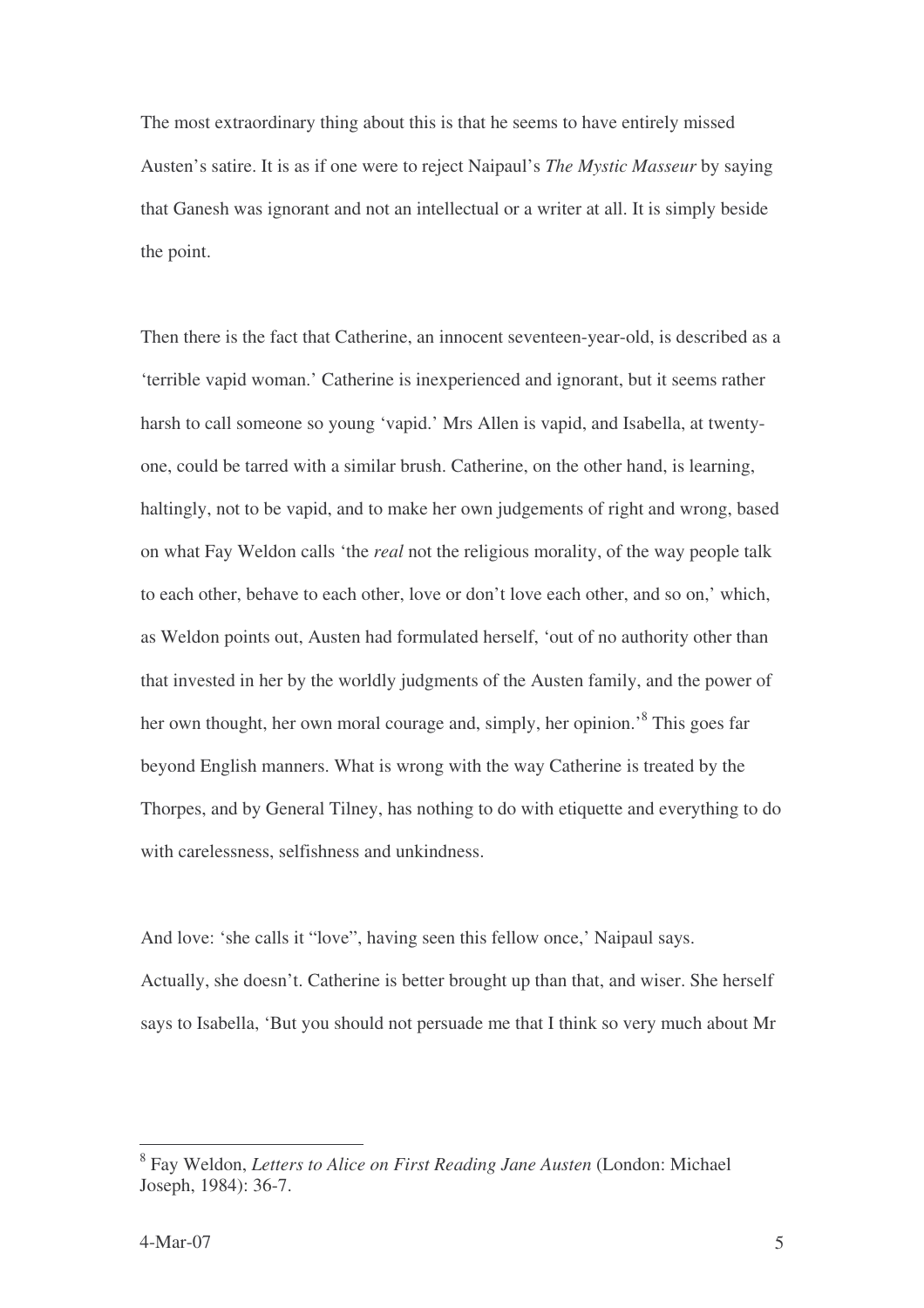The most extraordinary thing about this is that he seems to have entirely missed Austen's satire. It is as if one were to reject Naipaul's *The Mystic Masseur* by saying that Ganesh was ignorant and not an intellectual or a writer at all. It is simply beside the point.

Then there is the fact that Catherine, an innocent seventeen-year-old, is described as a 'terrible vapid woman.' Catherine is inexperienced and ignorant, but it seems rather harsh to call someone so young 'vapid.' Mrs Allen is vapid, and Isabella, at twenty-one, could be tarred with a similar brush. Catherine, on the other hand, is learning, haltingly, not to be vapid, and to make her own judgements of right and wrong, based on what Fay Weldon calls 'the *real* not the religious morality, of the way people talk to each other, behave to each other, love or don't love each other, and so on,' which, as Weldon points out, Austen had formulated herself, 'out of no authority other than that invested in her by the worldly judgments of the Austen family, and the power of her own thought, her own moral courage and, simply, her opinion.'[8] This goes far beyond English manners. What is wrong with the way Catherine is treated by the Thorpes, and by General Tilney, has nothing to do with etiquette and everything to do with carelessness, selfishness and unkindness.

And love: 'she calls it "love", having seen this fellow once,' Naipaul says. Actually, she doesn't. Catherine is better brought up than that, and wiser. She herself says to Isabella, 'But you should not persuade me that I think so very much about Mr

---

[8] Fay Weldon, *Letters to Alice on First Reading Jane Austen* (London: Michael Joseph, 1984): 36-7.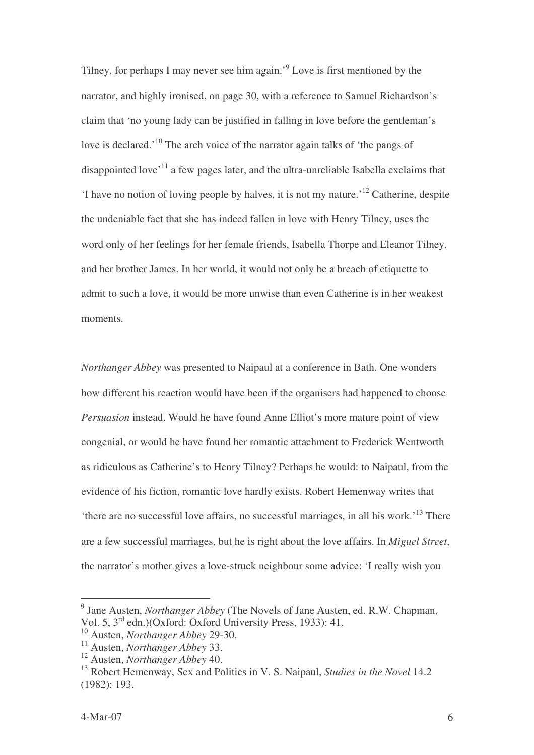Tilney, for perhaps I may never see him again.'[9] Love is first mentioned by the narrator, and highly ironised, on page 30, with a reference to Samuel Richardson's claim that 'no young lady can be justified in falling in love before the gentleman's love is declared.'[10] The arch voice of the narrator again talks of 'the pangs of disappointed love'[11] a few pages later, and the ultra-unreliable Isabella exclaims that 'I have no notion of loving people by halves, it is not my nature.'[12] Catherine, despite the undeniable fact that she has indeed fallen in love with Henry Tilney, uses the word only of her feelings for her female friends, Isabella Thorpe and Eleanor Tilney, and her brother James. In her world, it would not only be a breach of etiquette to admit to such a love, it would be more unwise than even Catherine is in her weakest moments.

*Northanger Abbey* was presented to Naipaul at a conference in Bath. One wonders how different his reaction would have been if the organisers had happened to choose *Persuasion* instead. Would he have found Anne Elliot's more mature point of view congenial, or would he have found her romantic attachment to Frederick Wentworth as ridiculous as Catherine's to Henry Tilney? Perhaps he would: to Naipaul, from the evidence of his fiction, romantic love hardly exists. Robert Hemenway writes that 'there are no successful love affairs, no successful marriages, in all his work.'[13] There are a few successful marriages, but he is right about the love affairs. In *Miguel Street*, the narrator's mother gives a love-struck neighbour some advice: 'I really wish you

---

[9] Jane Austen, *Northanger Abbey* (The Novels of Jane Austen, ed. R.W. Chapman, Vol. 5, 3rd edn.)(Oxford: Oxford University Press, 1933): 41.

[10] Austen, *Northanger Abbey* 29-30.

[11] Austen, *Northanger Abbey* 33.

[12] Austen, *Northanger Abbey* 40.

[13] Robert Hemenway, Sex and Politics in V. S. Naipaul, *Studies in the Novel* 14.2 (1982): 193.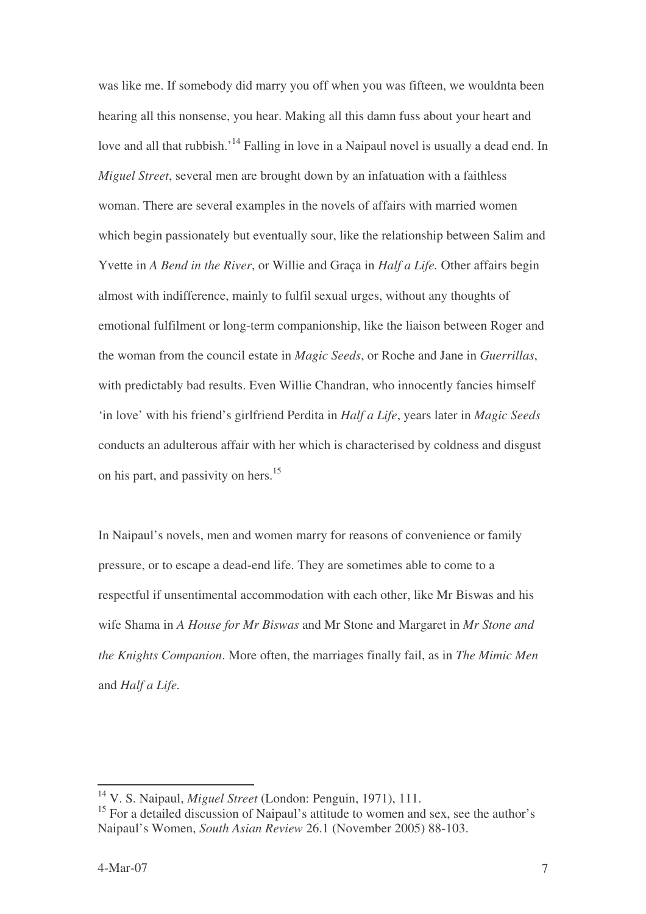was like me. If somebody did marry you off when you was fifteen, we wouldnta been hearing all this nonsense, you hear. Making all this damn fuss about your heart and love and all that rubbish.'[14] Falling in love in a Naipaul novel is usually a dead end. In *Miguel Street*, several men are brought down by an infatuation with a faithless woman. There are several examples in the novels of affairs with married women which begin passionately but eventually sour, like the relationship between Salim and Yvette in *A Bend in the River*, or Willie and Graça in *Half a Life.* Other affairs begin almost with indifference, mainly to fulfil sexual urges, without any thoughts of emotional fulfilment or long-term companionship, like the liaison between Roger and the woman from the council estate in *Magic Seeds*, or Roche and Jane in *Guerrillas*, with predictably bad results. Even Willie Chandran, who innocently fancies himself 'in love' with his friend's girlfriend Perdita in *Half a Life*, years later in *Magic Seeds* conducts an adulterous affair with her which is characterised by coldness and disgust on his part, and passivity on hers.[15]

In Naipaul's novels, men and women marry for reasons of convenience or family pressure, or to escape a dead-end life. They are sometimes able to come to a respectful if unsentimental accommodation with each other, like Mr Biswas and his wife Shama in *A House for Mr Biswas* and Mr Stone and Margaret in *Mr Stone and the Knights Companion*. More often, the marriages finally fail, as in *The Mimic Men* and *Half a Life.*

---

[14] V. S. Naipaul, *Miguel Street* (London: Penguin, 1971), 111.

[15] For a detailed discussion of Naipaul's attitude to women and sex, see the author's Naipaul's Women, *South Asian Review* 26.1 (November 2005) 88-103.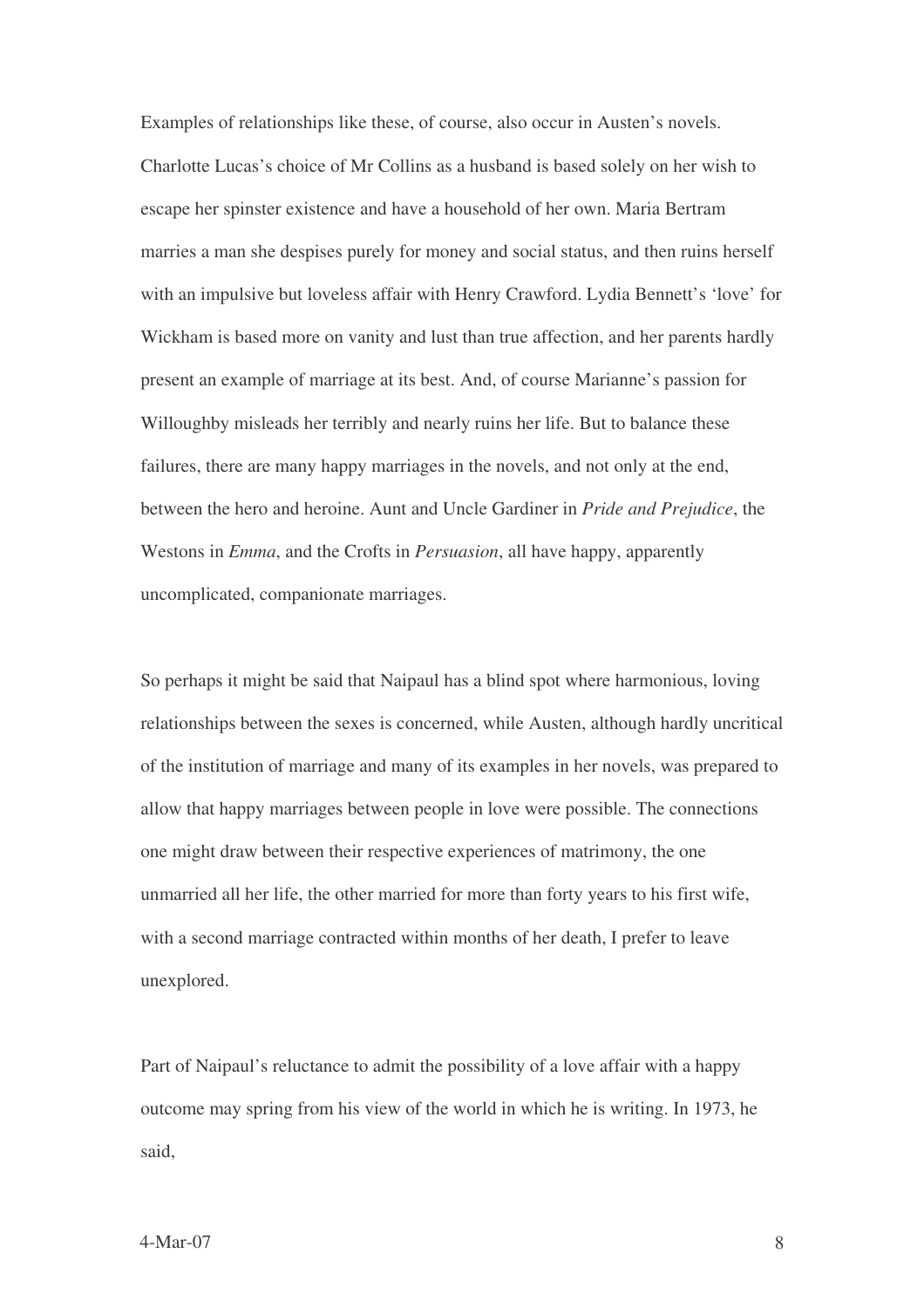Examples of relationships like these, of course, also occur in Austen's novels. Charlotte Lucas's choice of Mr Collins as a husband is based solely on her wish to escape her spinster existence and have a household of her own. Maria Bertram marries a man she despises purely for money and social status, and then ruins herself with an impulsive but loveless affair with Henry Crawford. Lydia Bennett's 'love' for Wickham is based more on vanity and lust than true affection, and her parents hardly present an example of marriage at its best. And, of course Marianne's passion for Willoughby misleads her terribly and nearly ruins her life. But to balance these failures, there are many happy marriages in the novels, and not only at the end, between the hero and heroine. Aunt and Uncle Gardiner in *Pride and Prejudice*, the Westons in *Emma*, and the Crofts in *Persuasion*, all have happy, apparently uncomplicated, companionate marriages.

So perhaps it might be said that Naipaul has a blind spot where harmonious, loving relationships between the sexes is concerned, while Austen, although hardly uncritical of the institution of marriage and many of its examples in her novels, was prepared to allow that happy marriages between people in love were possible. The connections one might draw between their respective experiences of matrimony, the one unmarried all her life, the other married for more than forty years to his first wife, with a second marriage contracted within months of her death, I prefer to leave unexplored.

Part of Naipaul's reluctance to admit the possibility of a love affair with a happy outcome may spring from his view of the world in which he is writing. In 1973, he said,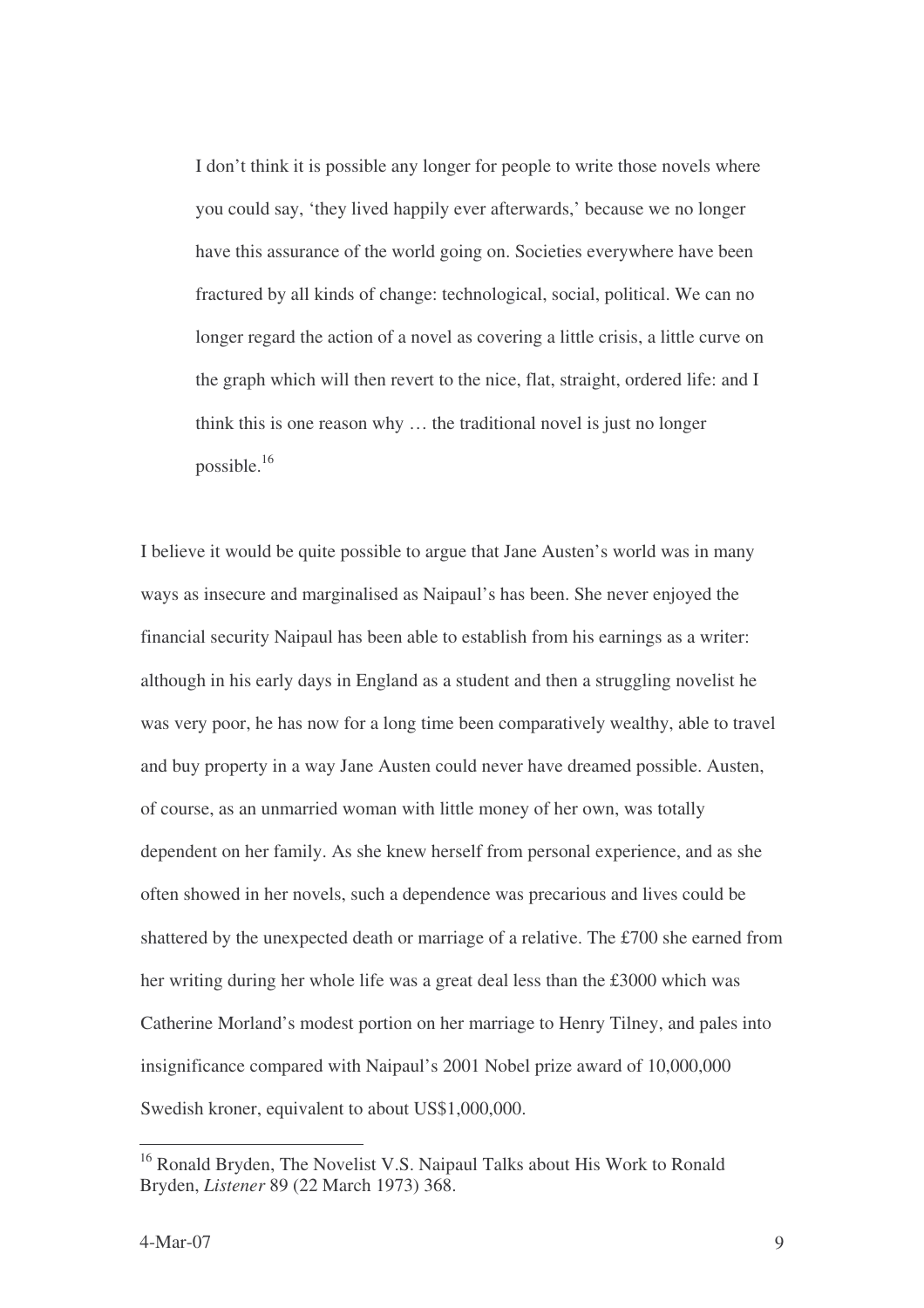> I don't think it is possible any longer for people to write those novels where you could say, 'they lived happily ever afterwards,' because we no longer have this assurance of the world going on. Societies everywhere have been fractured by all kinds of change: technological, social, political. We can no longer regard the action of a novel as covering a little crisis, a little curve on the graph which will then revert to the nice, flat, straight, ordered life: and I think this is one reason why … the traditional novel is just no longer possible.[16]

I believe it would be quite possible to argue that Jane Austen's world was in many ways as insecure and marginalised as Naipaul's has been. She never enjoyed the financial security Naipaul has been able to establish from his earnings as a writer: although in his early days in England as a student and then a struggling novelist he was very poor, he has now for a long time been comparatively wealthy, able to travel and buy property in a way Jane Austen could never have dreamed possible. Austen, of course, as an unmarried woman with little money of her own, was totally dependent on her family. As she knew herself from personal experience, and as she often showed in her novels, such a dependence was precarious and lives could be shattered by the unexpected death or marriage of a relative. The £700 she earned from her writing during her whole life was a great deal less than the £3000 which was Catherine Morland's modest portion on her marriage to Henry Tilney, and pales into insignificance compared with Naipaul's 2001 Nobel prize award of 10,000,000 Swedish kroner, equivalent to about US$1,000,000.

---

[16] Ronald Bryden, The Novelist V.S. Naipaul Talks about His Work to Ronald Bryden, *Listener* 89 (22 March 1973) 368.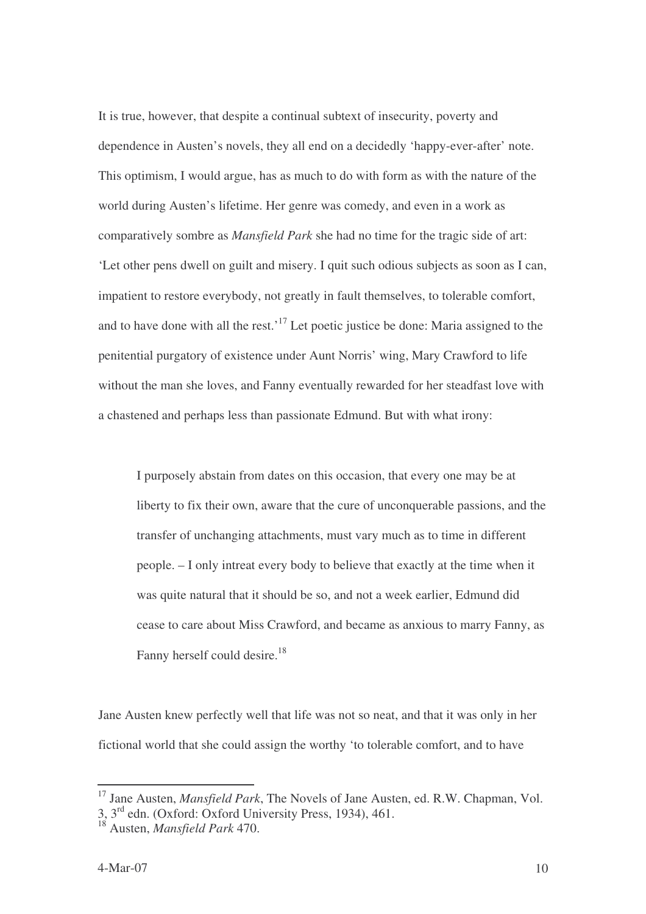It is true, however, that despite a continual subtext of insecurity, poverty and dependence in Austen's novels, they all end on a decidedly 'happy-ever-after' note. This optimism, I would argue, has as much to do with form as with the nature of the world during Austen's lifetime. Her genre was comedy, and even in a work as comparatively sombre as *Mansfield Park* she had no time for the tragic side of art: 'Let other pens dwell on guilt and misery. I quit such odious subjects as soon as I can, impatient to restore everybody, not greatly in fault themselves, to tolerable comfort, and to have done with all the rest.'[17] Let poetic justice be done: Maria assigned to the penitential purgatory of existence under Aunt Norris' wing, Mary Crawford to life without the man she loves, and Fanny eventually rewarded for her steadfast love with a chastened and perhaps less than passionate Edmund. But with what irony:

> I purposely abstain from dates on this occasion, that every one may be at liberty to fix their own, aware that the cure of unconquerable passions, and the transfer of unchanging attachments, must vary much as to time in different people. – I only intreat every body to believe that exactly at the time when it was quite natural that it should be so, and not a week earlier, Edmund did cease to care about Miss Crawford, and became as anxious to marry Fanny, as Fanny herself could desire.[18]

Jane Austen knew perfectly well that life was not so neat, and that it was only in her fictional world that she could assign the worthy 'to tolerable comfort, and to have

---

[17] Jane Austen, *Mansfield Park*, The Novels of Jane Austen, ed. R.W. Chapman, Vol. 3, 3rd edn. (Oxford: Oxford University Press, 1934), 461.

[18] Austen, *Mansfield Park* 470.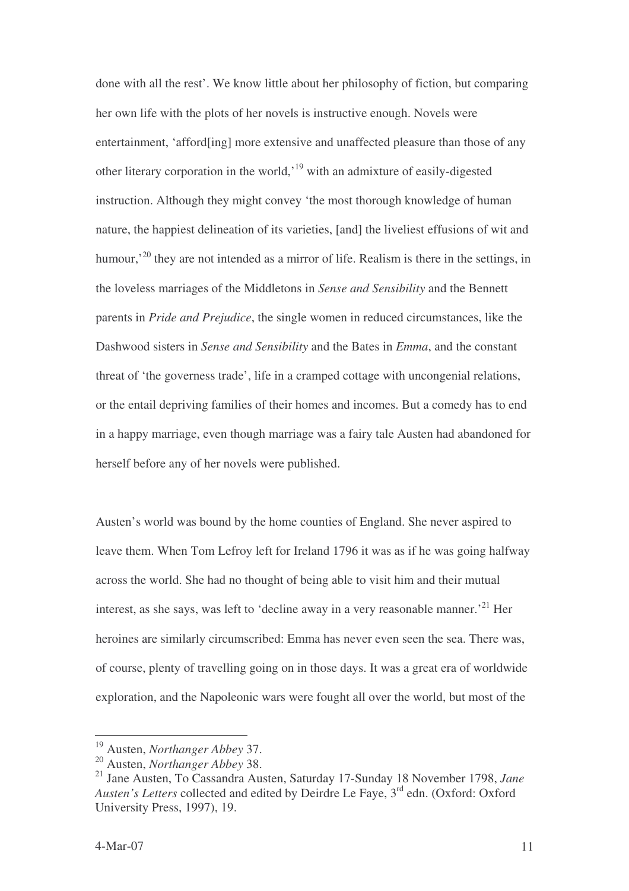done with all the rest'. We know little about her philosophy of fiction, but comparing her own life with the plots of her novels is instructive enough. Novels were entertainment, 'afford[ing] more extensive and unaffected pleasure than those of any other literary corporation in the world,'[19] with an admixture of easily-digested instruction. Although they might convey 'the most thorough knowledge of human nature, the happiest delineation of its varieties, [and] the liveliest effusions of wit and humour,'[20] they are not intended as a mirror of life. Realism is there in the settings, in the loveless marriages of the Middletons in *Sense and Sensibility* and the Bennett parents in *Pride and Prejudice*, the single women in reduced circumstances, like the Dashwood sisters in *Sense and Sensibility* and the Bates in *Emma*, and the constant threat of 'the governess trade', life in a cramped cottage with uncongenial relations, or the entail depriving families of their homes and incomes. But a comedy has to end in a happy marriage, even though marriage was a fairy tale Austen had abandoned for herself before any of her novels were published.

Austen's world was bound by the home counties of England. She never aspired to leave them. When Tom Lefroy left for Ireland 1796 it was as if he was going halfway across the world. She had no thought of being able to visit him and their mutual interest, as she says, was left to 'decline away in a very reasonable manner.'[21] Her heroines are similarly circumscribed: Emma has never even seen the sea. There was, of course, plenty of travelling going on in those days. It was a great era of worldwide exploration, and the Napoleonic wars were fought all over the world, but most of the

---

[19] Austen, *Northanger Abbey* 37.

[20] Austen, *Northanger Abbey* 38.

[21] Jane Austen, To Cassandra Austen, Saturday 17-Sunday 18 November 1798, *Jane Austen's Letters* collected and edited by Deirdre Le Faye, 3rd edn. (Oxford: Oxford University Press, 1997), 19.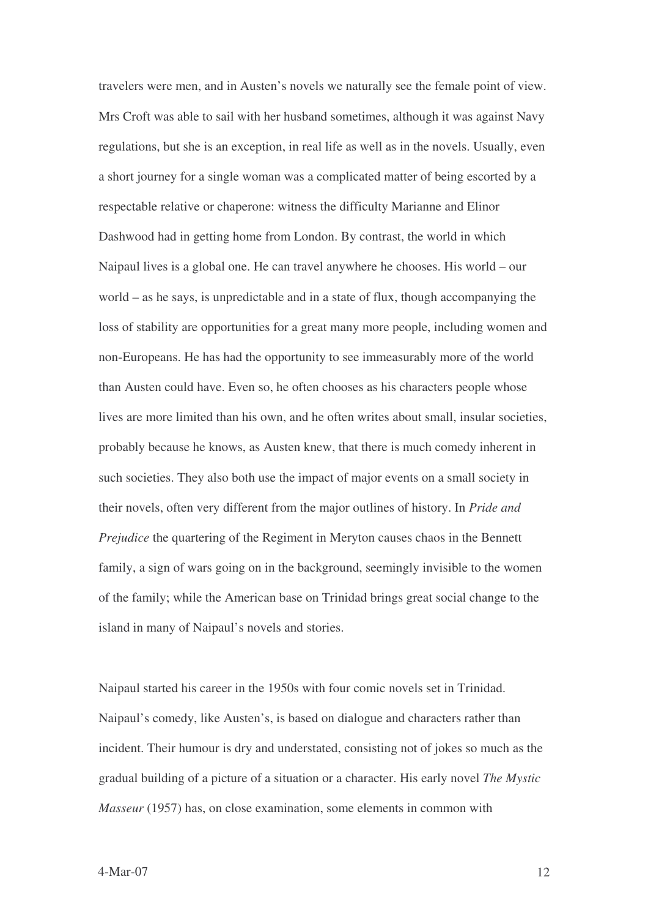travelers were men, and in Austen's novels we naturally see the female point of view. Mrs Croft was able to sail with her husband sometimes, although it was against Navy regulations, but she is an exception, in real life as well as in the novels. Usually, even a short journey for a single woman was a complicated matter of being escorted by a respectable relative or chaperone: witness the difficulty Marianne and Elinor Dashwood had in getting home from London. By contrast, the world in which Naipaul lives is a global one. He can travel anywhere he chooses. His world – our world – as he says, is unpredictable and in a state of flux, though accompanying the loss of stability are opportunities for a great many more people, including women and non-Europeans. He has had the opportunity to see immeasurably more of the world than Austen could have. Even so, he often chooses as his characters people whose lives are more limited than his own, and he often writes about small, insular societies, probably because he knows, as Austen knew, that there is much comedy inherent in such societies. They also both use the impact of major events on a small society in their novels, often very different from the major outlines of history. In *Pride and Prejudice* the quartering of the Regiment in Meryton causes chaos in the Bennett family, a sign of wars going on in the background, seemingly invisible to the women of the family; while the American base on Trinidad brings great social change to the island in many of Naipaul's novels and stories.

Naipaul started his career in the 1950s with four comic novels set in Trinidad. Naipaul's comedy, like Austen's, is based on dialogue and characters rather than incident. Their humour is dry and understated, consisting not of jokes so much as the gradual building of a picture of a situation or a character. His early novel *The Mystic Masseur* (1957) has, on close examination, some elements in common with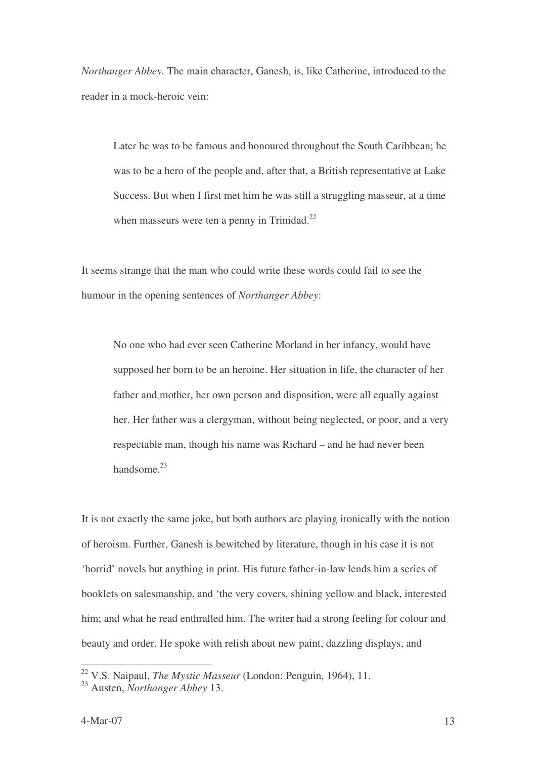*Northanger Abbey.* The main character, Ganesh, is, like Catherine, introduced to the reader in a mock-heroic vein:

> Later he was to be famous and honoured throughout the South Caribbean; he was to be a hero of the people and, after that, a British representative at Lake Success. But when I first met him he was still a struggling masseur, at a time when masseurs were ten a penny in Trinidad.[22]

It seems strange that the man who could write these words could fail to see the humour in the opening sentences of *Northanger Abbey*:

> No one who had ever seen Catherine Morland in her infancy, would have supposed her born to be an heroine. Her situation in life, the character of her father and mother, her own person and disposition, were all equally against her. Her father was a clergyman, without being neglected, or poor, and a very respectable man, though his name was Richard – and he had never been handsome.[23]

It is not exactly the same joke, but both authors are playing ironically with the notion of heroism. Further, Ganesh is bewitched by literature, though in his case it is not 'horrid' novels but anything in print. His future father-in-law lends him a series of booklets on salesmanship, and 'the very covers, shining yellow and black, interested him; and what he read enthralled him. The writer had a strong feeling for colour and beauty and order. He spoke with relish about new paint, dazzling displays, and

---

[22] V.S. Naipaul, *The Mystic Masseur* (London: Penguin, 1964), 11.

[23] Austen, *Northanger Abbey* 13.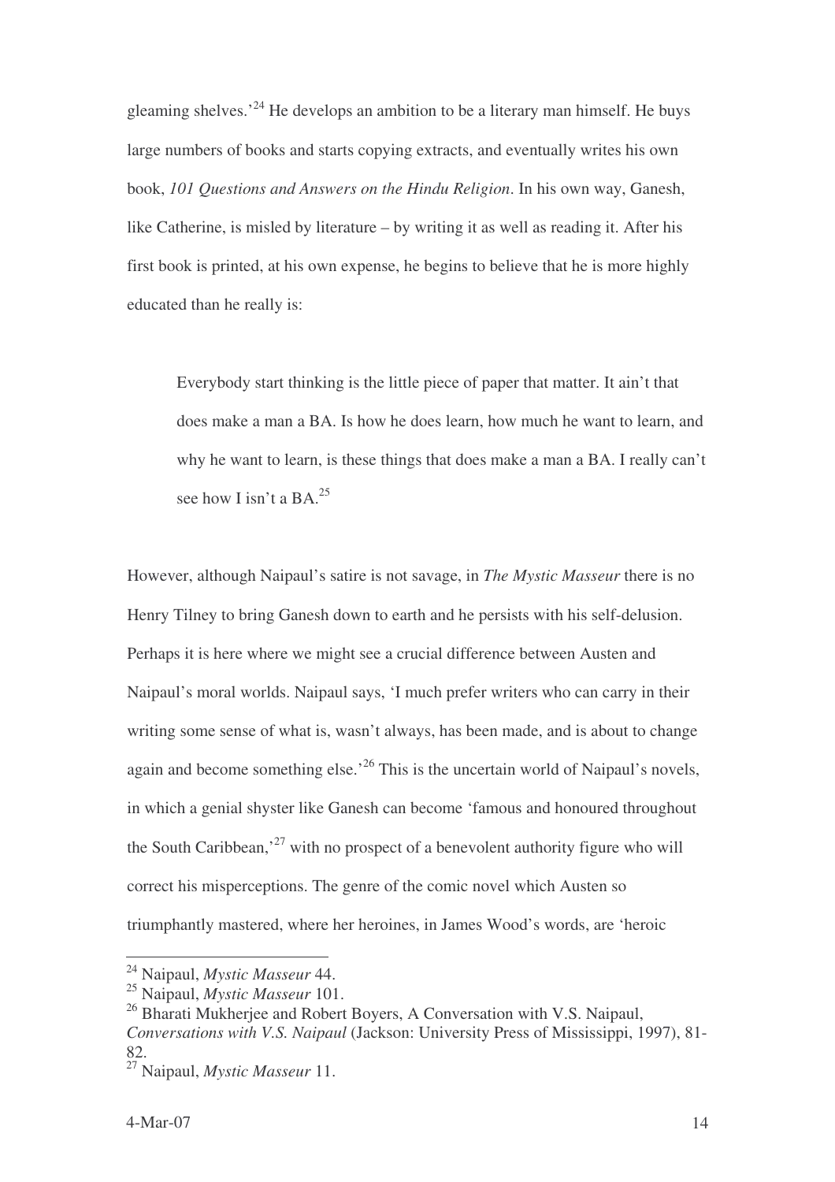gleaming shelves.'[24] He develops an ambition to be a literary man himself. He buys large numbers of books and starts copying extracts, and eventually writes his own book, *101 Questions and Answers on the Hindu Religion*. In his own way, Ganesh, like Catherine, is misled by literature – by writing it as well as reading it. After his first book is printed, at his own expense, he begins to believe that he is more highly educated than he really is:

> Everybody start thinking is the little piece of paper that matter. It ain't that does make a man a BA. Is how he does learn, how much he want to learn, and why he want to learn, is these things that does make a man a BA. I really can't see how I isn't a BA.[25]

However, although Naipaul's satire is not savage, in *The Mystic Masseur* there is no Henry Tilney to bring Ganesh down to earth and he persists with his self-delusion. Perhaps it is here where we might see a crucial difference between Austen and Naipaul's moral worlds. Naipaul says, 'I much prefer writers who can carry in their writing some sense of what is, wasn't always, has been made, and is about to change again and become something else.'[26] This is the uncertain world of Naipaul's novels, in which a genial shyster like Ganesh can become 'famous and honoured throughout the South Caribbean,'[27] with no prospect of a benevolent authority figure who will correct his misperceptions. The genre of the comic novel which Austen so triumphantly mastered, where her heroines, in James Wood's words, are 'heroic

---

[24] Naipaul, *Mystic Masseur* 44.

[25] Naipaul, *Mystic Masseur* 101.

[26] Bharati Mukherjee and Robert Boyers, A Conversation with V.S. Naipaul, *Conversations with V.S. Naipaul* (Jackson: University Press of Mississippi, 1997), 81-82.

[27] Naipaul, *Mystic Masseur* 11.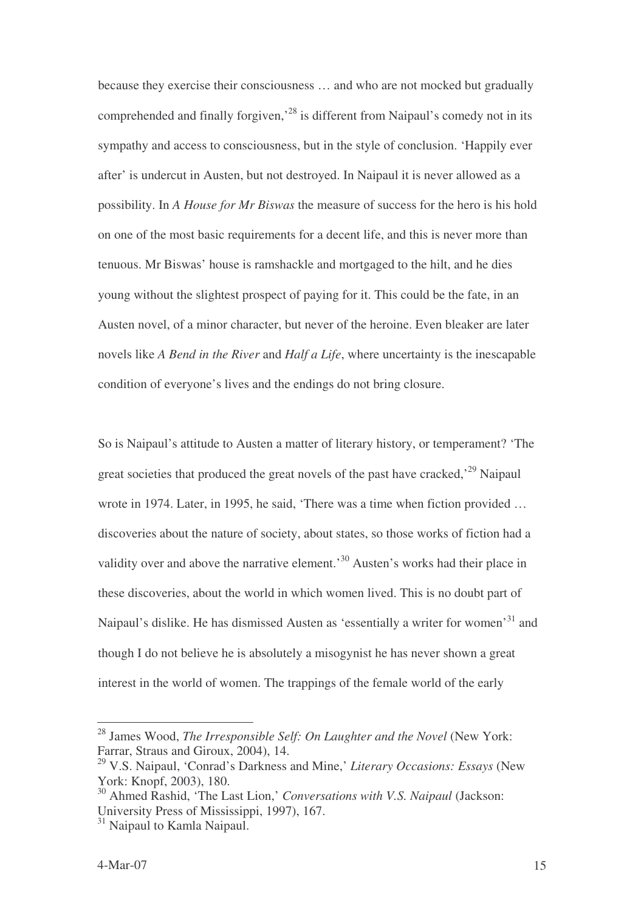because they exercise their consciousness … and who are not mocked but gradually comprehended and finally forgiven,'[28] is different from Naipaul's comedy not in its sympathy and access to consciousness, but in the style of conclusion. 'Happily ever after' is undercut in Austen, but not destroyed. In Naipaul it is never allowed as a possibility. In *A House for Mr Biswas* the measure of success for the hero is his hold on one of the most basic requirements for a decent life, and this is never more than tenuous. Mr Biswas' house is ramshackle and mortgaged to the hilt, and he dies young without the slightest prospect of paying for it. This could be the fate, in an Austen novel, of a minor character, but never of the heroine. Even bleaker are later novels like *A Bend in the River* and *Half a Life*, where uncertainty is the inescapable condition of everyone's lives and the endings do not bring closure.

So is Naipaul's attitude to Austen a matter of literary history, or temperament? 'The great societies that produced the great novels of the past have cracked,'[29] Naipaul wrote in 1974. Later, in 1995, he said, 'There was a time when fiction provided … discoveries about the nature of society, about states, so those works of fiction had a validity over and above the narrative element.'[30] Austen's works had their place in these discoveries, about the world in which women lived. This is no doubt part of Naipaul's dislike. He has dismissed Austen as 'essentially a writer for women'[31] and though I do not believe he is absolutely a misogynist he has never shown a great interest in the world of women. The trappings of the female world of the early

---

[28] James Wood, *The Irresponsible Self: On Laughter and the Novel* (New York: Farrar, Straus and Giroux, 2004), 14.

[29] V.S. Naipaul, 'Conrad's Darkness and Mine,' *Literary Occasions: Essays* (New York: Knopf, 2003), 180.

[30] Ahmed Rashid, 'The Last Lion,' *Conversations with V.S. Naipaul* (Jackson: University Press of Mississippi, 1997), 167.

[31] Naipaul to Kamla Naipaul.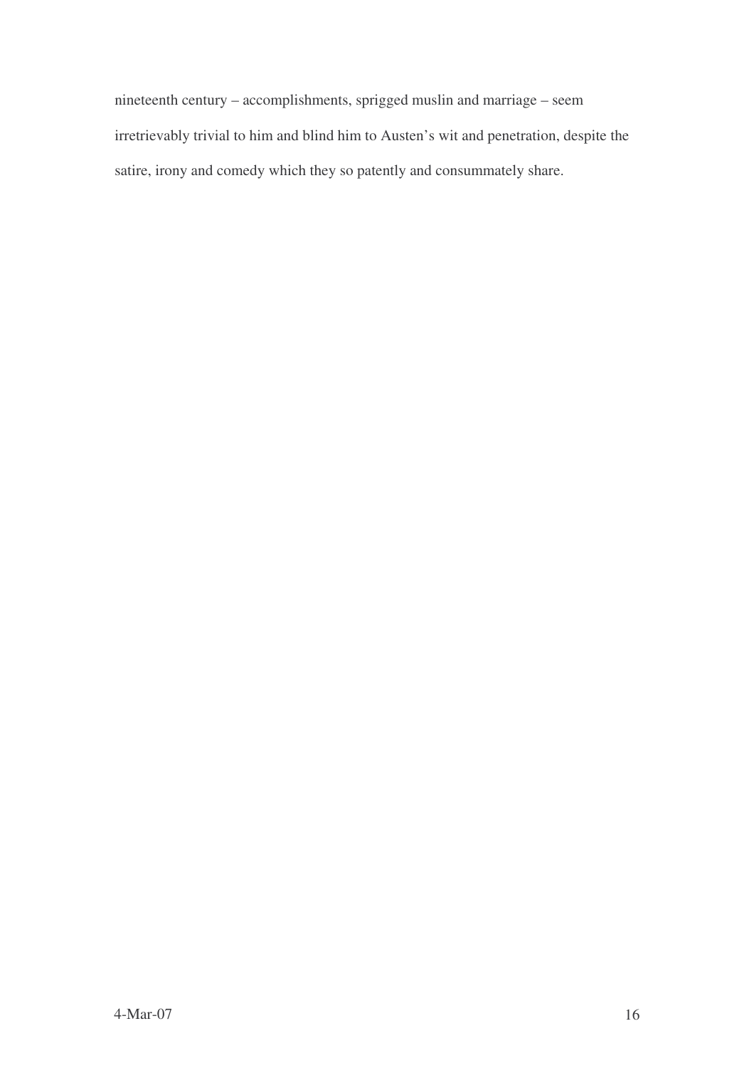nineteenth century – accomplishments, sprigged muslin and marriage – seem irretrievably trivial to him and blind him to Austen's wit and penetration, despite the satire, irony and comedy which they so patently and consummately share.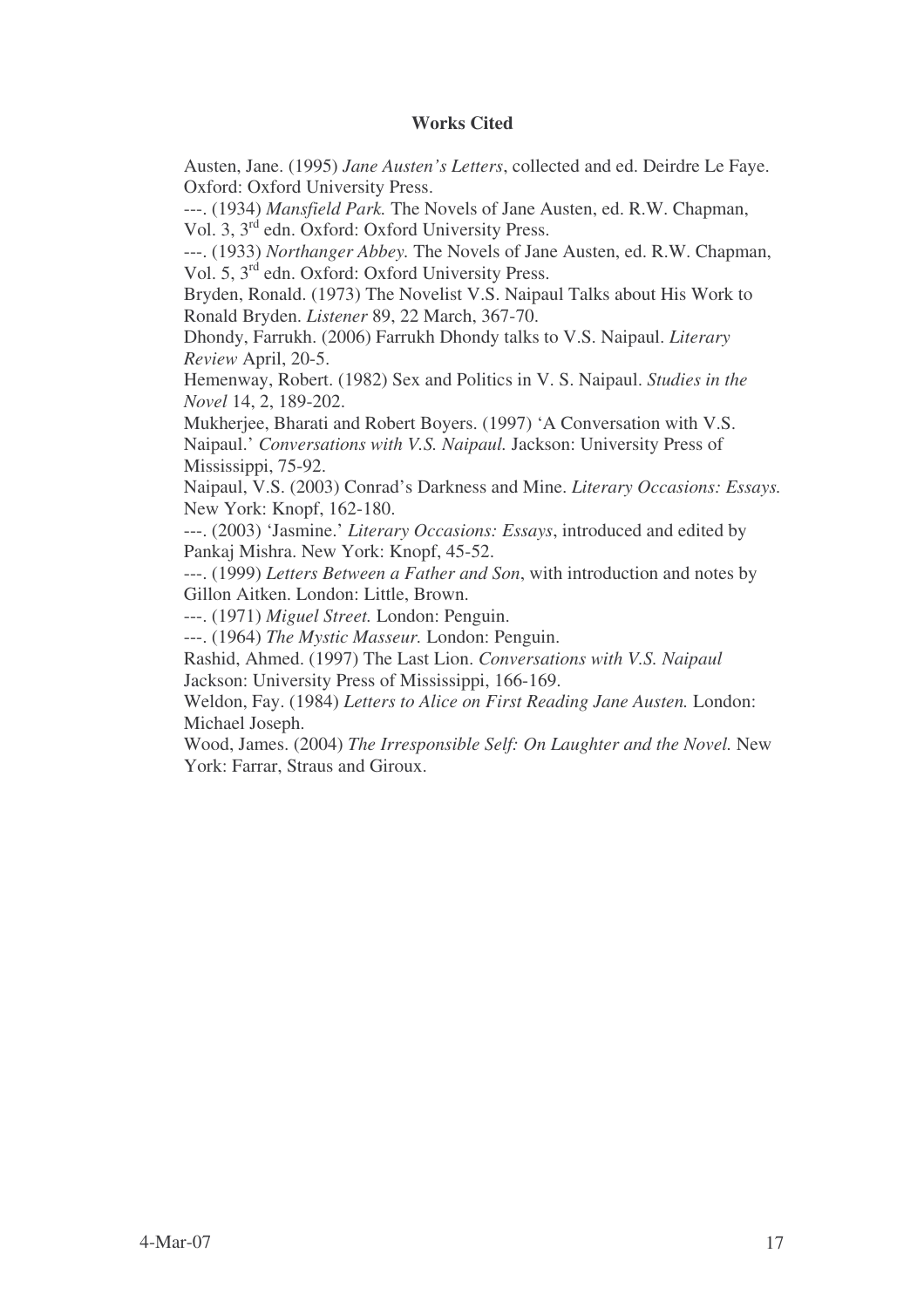## Works Cited

Austen, Jane. (1995) *Jane Austen's Letters*, collected and ed. Deirdre Le Faye. Oxford: Oxford University Press.

---. (1934) *Mansfield Park.* The Novels of Jane Austen, ed. R.W. Chapman, Vol. 3, 3rd edn. Oxford: Oxford University Press.

---. (1933) *Northanger Abbey.* The Novels of Jane Austen, ed. R.W. Chapman, Vol. 5, 3rd edn. Oxford: Oxford University Press.

Bryden, Ronald. (1973) The Novelist V.S. Naipaul Talks about His Work to Ronald Bryden. *Listener* 89, 22 March, 367-70.

Dhondy, Farrukh. (2006) Farrukh Dhondy talks to V.S. Naipaul. *Literary Review* April, 20-5.

Hemenway, Robert. (1982) Sex and Politics in V. S. Naipaul. *Studies in the Novel* 14, 2, 189-202.

Mukherjee, Bharati and Robert Boyers. (1997) 'A Conversation with V.S. Naipaul.' *Conversations with V.S. Naipaul.* Jackson: University Press of Mississippi, 75-92.

Naipaul, V.S. (2003) Conrad's Darkness and Mine. *Literary Occasions: Essays.* New York: Knopf, 162-180.

---. (2003) 'Jasmine.' *Literary Occasions: Essays*, introduced and edited by Pankaj Mishra. New York: Knopf, 45-52.

---. (1999) *Letters Between a Father and Son*, with introduction and notes by Gillon Aitken. London: Little, Brown.

---. (1971) *Miguel Street.* London: Penguin.

---. (1964) *The Mystic Masseur.* London: Penguin.

Rashid, Ahmed. (1997) The Last Lion. *Conversations with V.S. Naipaul* Jackson: University Press of Mississippi, 166-169.

Weldon, Fay. (1984) *Letters to Alice on First Reading Jane Austen.* London: Michael Joseph.

Wood, James. (2004) *The Irresponsible Self: On Laughter and the Novel.* New York: Farrar, Straus and Giroux.